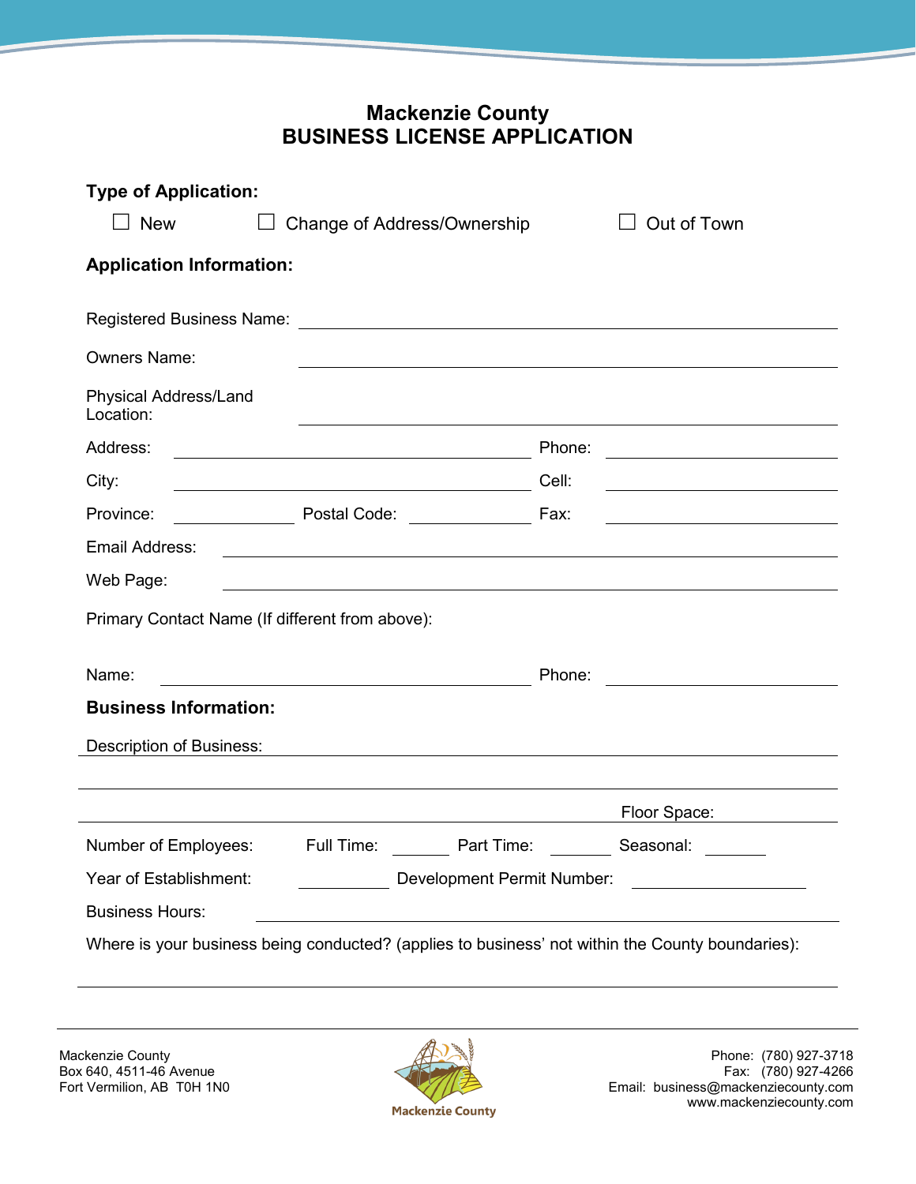# Mackenzie County
# BUSINESS LICENSE APPLICATION

**Type of Application:**

☐ New ☐ Change of Address/Ownership ☐ Out of Town

**Application Information:**

Registered Business Name: ______________________________

Owners Name: ______________________________

Physical Address/Land Location: ______________________________

Address: ______________________ Phone: ______________

City: ______________________ Cell: ______________

Province: __________ Postal Code: __________ Fax: ______________

Email Address: ______________________________

Web Page: ______________________________

Primary Contact Name (If different from above):

Name: ______________________ Phone: ______________

**Business Information:**

Description of Business: ______________________________

______________________________

______________________________ Floor Space: __________

Number of Employees: Full Time: ______ Part Time: ______ Seasonal: ______

Year of Establishment: ________ Development Permit Number: ____________

Business Hours: ______________________________

Where is your business being conducted? (applies to business' not within the County boundaries):

______________________________

Mackenzie County
Box 640, 4511-46 Avenue
Fort Vermilion, AB T0H 1N0

Phone: (780) 927-3718
Fax: (780) 927-4266
Email: business@mackenziecounty.com
www.mackenziecounty.com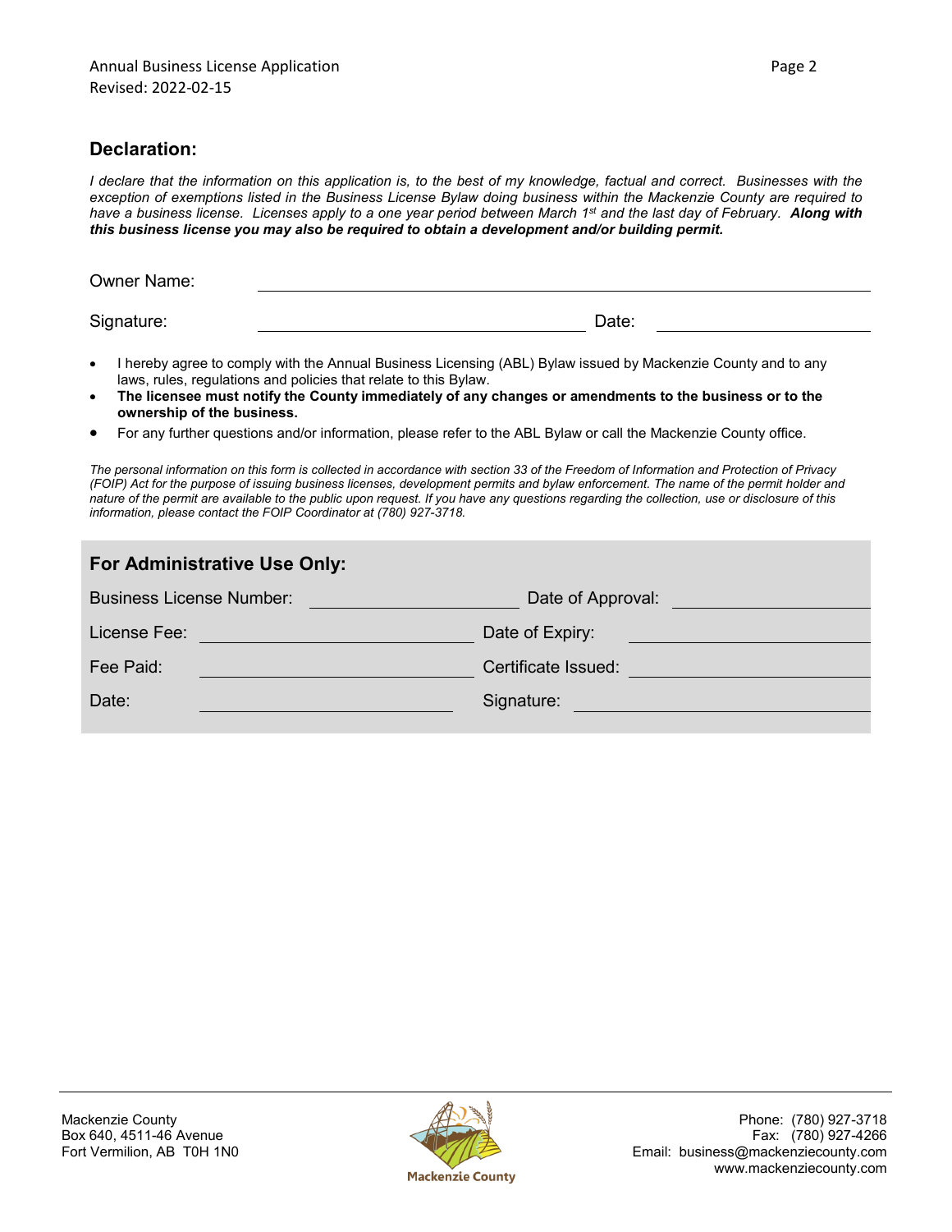## Declaration:

*I declare that the information on this application is, to the best of my knowledge, factual and correct. Businesses with the exception of exemptions listed in the Business License Bylaw doing business within the Mackenzie County are required to have a business license. Licenses apply to a one year period between March 1st and the last day of February.* ***Along with this business license you may also be required to obtain a development and/or building permit.***

Owner Name: ______________________________

Signature: ______________________________ Date: ______________

- I hereby agree to comply with the Annual Business Licensing (ABL) Bylaw issued by Mackenzie County and to any laws, rules, regulations and policies that relate to this Bylaw.
- **The licensee must notify the County immediately of any changes or amendments to the business or to the ownership of the business.**
- For any further questions and/or information, please refer to the ABL Bylaw or call the Mackenzie County office.

*The personal information on this form is collected in accordance with section 33 of the Freedom of Information and Protection of Privacy (FOIP) Act for the purpose of issuing business licenses, development permits and bylaw enforcement. The name of the permit holder and nature of the permit are available to the public upon request. If you have any questions regarding the collection, use or disclosure of this information, please contact the FOIP Coordinator at (780) 927-3718.*

### For Administrative Use Only:

| | | | |
|---|---|---|---|
| Business License Number: | | Date of Approval: | |
| License Fee: | | Date of Expiry: | |
| Fee Paid: | | Certificate Issued: | |
| Date: | | Signature: | |

Mackenzie County
Box 640, 4511-46 Avenue
Fort Vermilion, AB T0H 1N0

Mackenzie County

Phone: (780) 927-3718
Fax: (780) 927-4266
Email: business@mackenziecounty.com
www.mackenziecounty.com